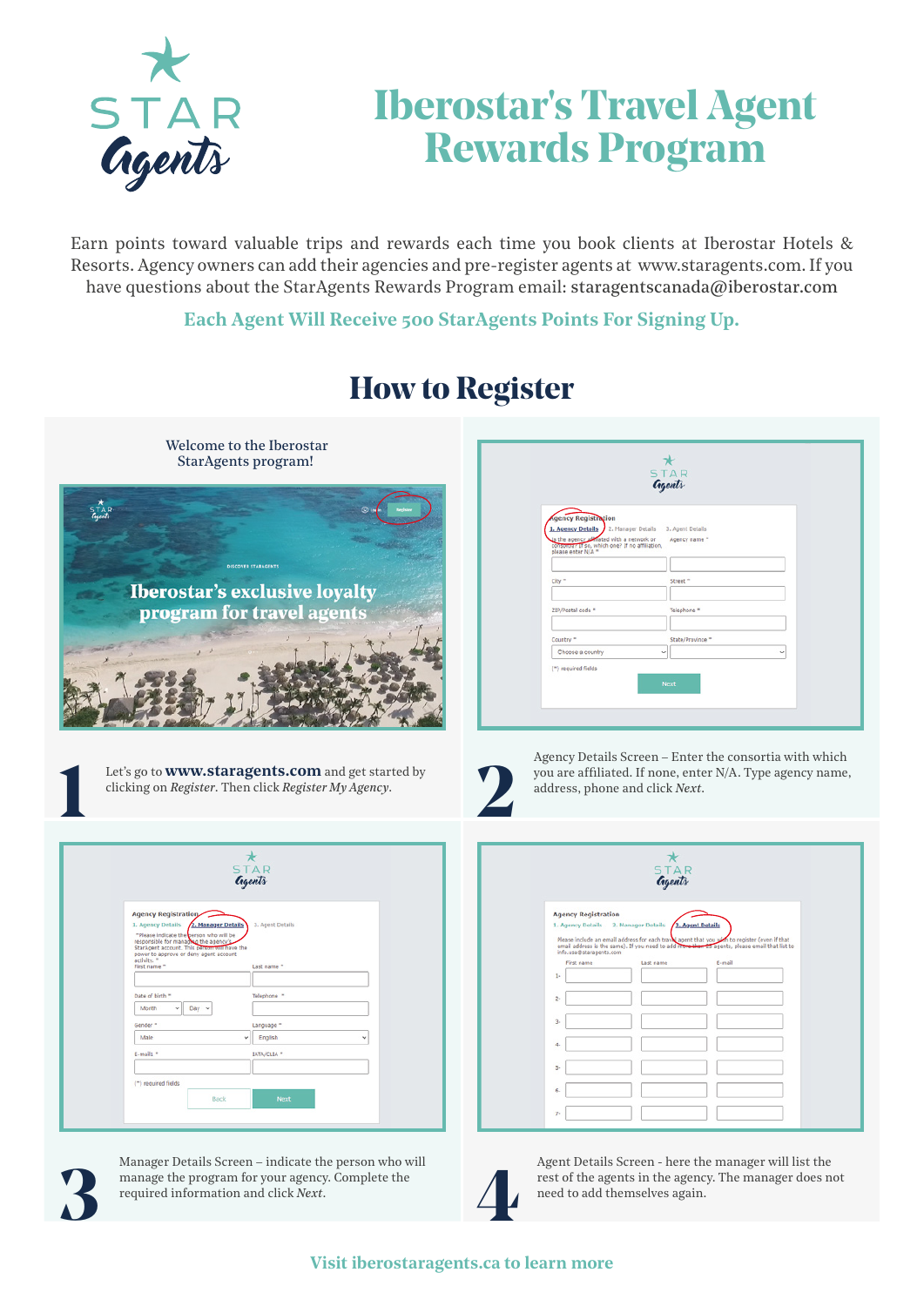STAR Agents

# Iberostar's Travel Agent Rewards Program

Earn points toward valuable trips and rewards each time you book clients at Iberostar Hotels & Resorts. Agency owners can add their agencies and pre-register agents at www.staragents.com. If you have questions about the StarAgents Rewards Program email: staragentscanada@iberostar.com

**Each Agent Will Receive 500 StarAgents Points For Signing Up.**

## How to Register

Welcome to the Iberostar StarAgents program!

**1** Let's go to **www.staragents.com** and get started by clicking on *Register*. Then click *Register My Agency*.

**2** Agency Details Screen – Enter the consortia with which you are affiliated. If none, enter N/A. Type agency name, address, phone and click *Next*.

**3** Manager Details Screen – indicate the person who will manage the program for your agency. Complete the required information and click *Next*.

**4** Agent Details Screen - here the manager will list the rest of the agents in the agency. The manager does not need to add themselves again.

**Visit iberostaragents.ca to learn more**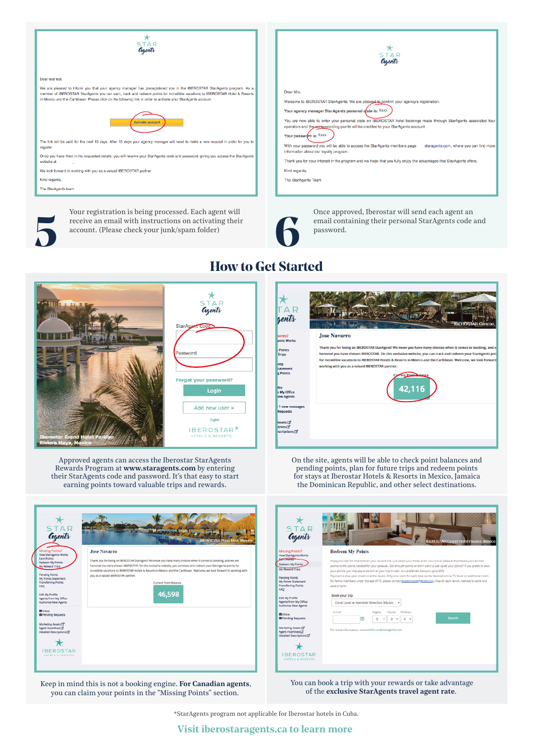**5** Your registration is being processed. Each agent will receive an email with instructions on activating their account. (Please check your junk/spam folder)

**6** Once approved, Iberostar will send each agent an email containing their personal StarAgents code and password.

# How to Get Started

Approved agents can access the Iberostar StarAgents Rewards Program at **www.staragents.com** by entering their StarAgents code and password. It's that easy to start earning points toward valuable trips and rewards.

On the site, agents will be able to check point balances and pending points, plan for future trips and redeem points for stays at Iberostar Hotels & Resorts in Mexico, Jamaica the Dominican Republic, and other select destinations.

Keep in mind this is not a booking engine. **For Canadian agents**, you can claim your points in the "Missing Points" section.

You can book a trip with your rewards or take advantage of the **exclusive StarAgents travel agent rate**.

*StarAgents program not applicable for Iberostar hotels in Cuba.

**Visit iberostaragents.ca to learn more**